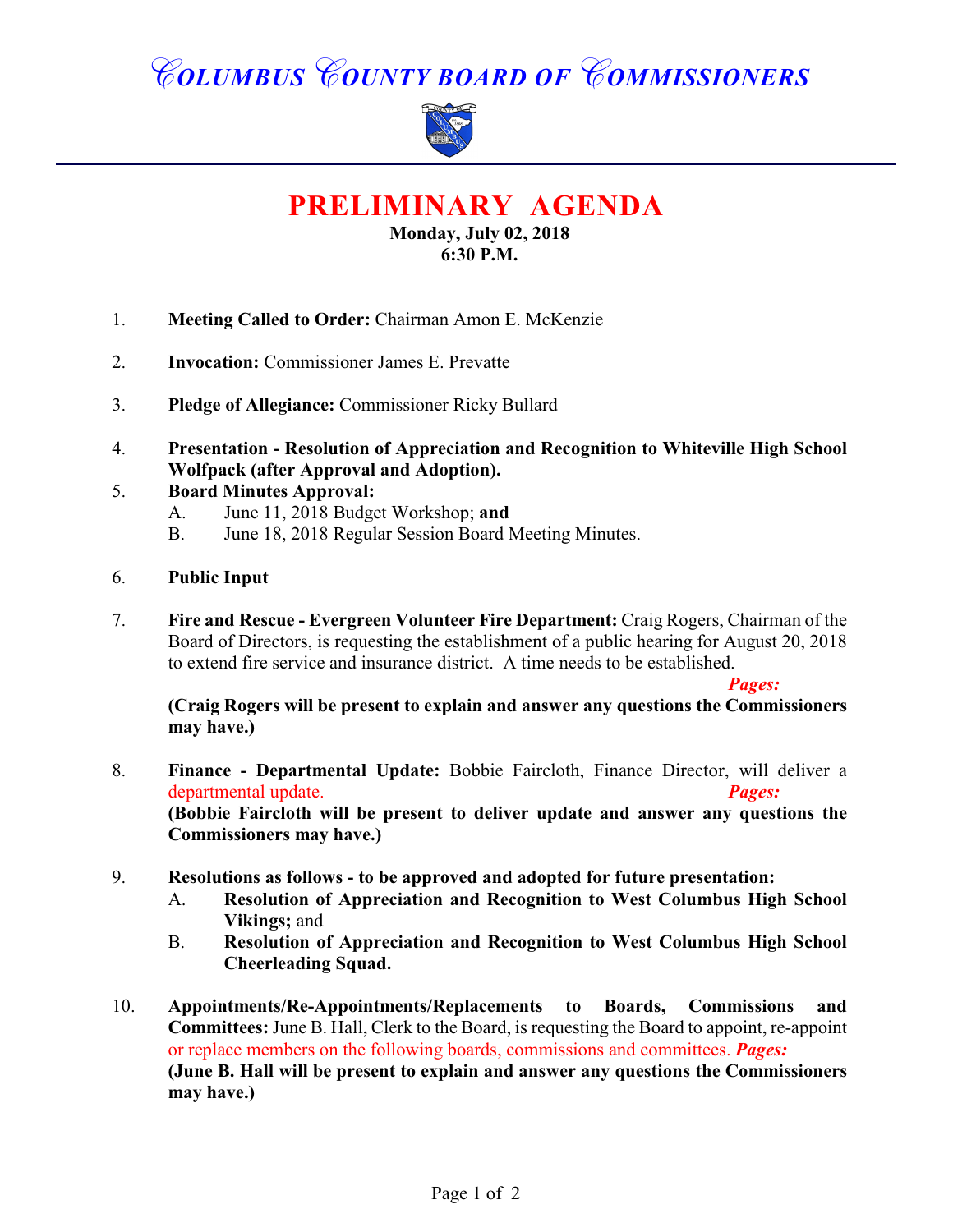# COLUMBUS COUNTY BOARD OF COMMISSIONERS

## PRELIMINARY AGENDA

**Monday, July 02, 2018**
**6:30 P.M.**

1. **Meeting Called to Order:** Chairman Amon E. McKenzie

2. **Invocation:** Commissioner James E. Prevatte

3. **Pledge of Allegiance:** Commissioner Ricky Bullard

4. **Presentation - Resolution of Appreciation and Recognition to Whiteville High School Wolfpack (after Approval and Adoption).**

5. **Board Minutes Approval:**
   - A. June 11, 2018 Budget Workshop; **and**
   - B. June 18, 2018 Regular Session Board Meeting Minutes.

6. **Public Input**

7. **Fire and Rescue - Evergreen Volunteer Fire Department:** Craig Rogers, Chairman of the Board of Directors, is requesting the establishment of a public hearing for August 20, 2018 to extend fire service and insurance district. A time needs to be established.
   ***Pages:***
   **(Craig Rogers will be present to explain and answer any questions the Commissioners may have.)**

8. **Finance - Departmental Update:** Bobbie Faircloth, Finance Director, will deliver a departmental update. ***Pages:***
   **(Bobbie Faircloth will be present to deliver update and answer any questions the Commissioners may have.)**

9. **Resolutions as follows - to be approved and adopted for future presentation:**
   - A. **Resolution of Appreciation and Recognition to West Columbus High School Vikings;** and
   - B. **Resolution of Appreciation and Recognition to West Columbus High School Cheerleading Squad.**

10. **Appointments/Re-Appointments/Replacements to Boards, Commissions and Committees:** June B. Hall, Clerk to the Board, is requesting the Board to appoint, re-appoint or replace members on the following boards, commissions and committees. ***Pages:***
    **(June B. Hall will be present to explain and answer any questions the Commissioners may have.)**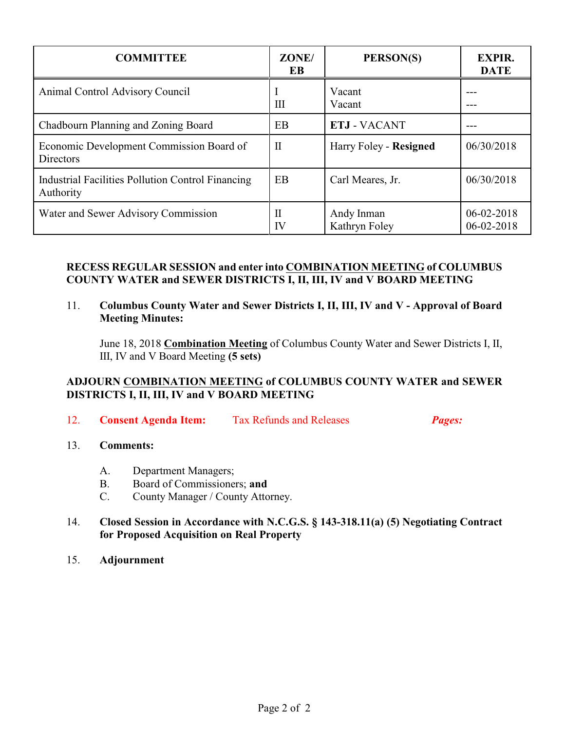| COMMITTEE | ZONE/ EB | PERSON(S) | EXPIR. DATE |
| --- | --- | --- | --- |
| Animal Control Advisory Council | I<br>III | Vacant<br>Vacant | ---<br>--- |
| Chadbourn Planning and Zoning Board | EB | **ETJ** - VACANT | --- |
| Economic Development Commission Board of Directors | II | Harry Foley - **Resigned** | 06/30/2018 |
| Industrial Facilities Pollution Control Financing Authority | EB | Carl Meares, Jr. | 06/30/2018 |
| Water and Sewer Advisory Commission | II<br>IV | Andy Inman<br>Kathryn Foley | 06-02-2018<br>06-02-2018 |

**RECESS REGULAR SESSION and enter into <u>COMBINATION MEETING</u> of COLUMBUS COUNTY WATER and SEWER DISTRICTS I, II, III, IV and V BOARD MEETING**

11. **Columbus County Water and Sewer Districts I, II, III, IV and V - Approval of Board Meeting Minutes:**

    June 18, 2018 **<u>Combination Meeting</u>** of Columbus County Water and Sewer Districts I, II, III, IV and V Board Meeting **(5 sets)**

**ADJOURN <u>COMBINATION MEETING</u> of COLUMBUS COUNTY WATER and SEWER DISTRICTS I, II, III, IV and V BOARD MEETING**

12. **Consent Agenda Item:** Tax Refunds and Releases ***Pages:***

13. **Comments:**

    A. Department Managers;
    B. Board of Commissioners; **and**
    C. County Manager / County Attorney.

14. **Closed Session in Accordance with N.C.G.S. § 143-318.11(a) (5) Negotiating Contract for Proposed Acquisition on Real Property**

15. **Adjournment**